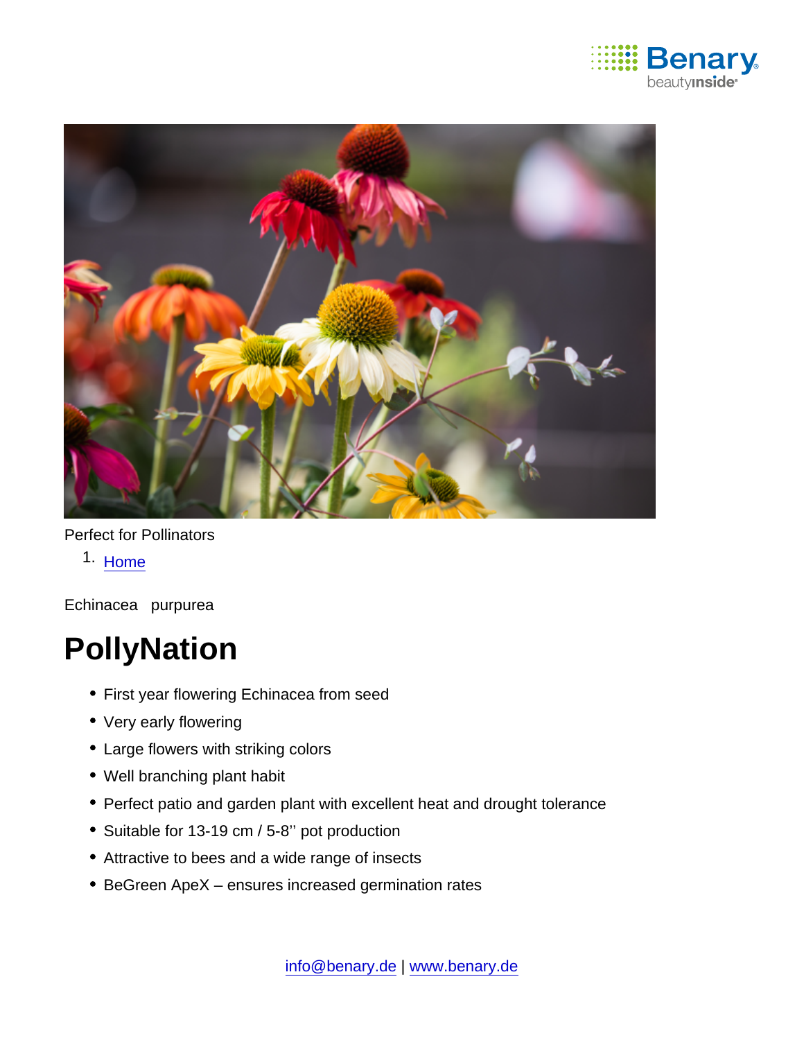Perfect for Pollinators

1. Home

Echinacea purpurea

# PollyNation

- First year flowering Echinacea from seed
- Very early flowering
- Large flowers with striking colors
- Well branching plant habit
- Perfect patio and garden plant with excellent heat and drought tolerance
- Suitable for 13-19 cm / 5-8'' pot production
- Attractive to bees and a wide range of insects
- BeGreen ApeX – ensures increased germination rates

info@benary.de | www.benary.de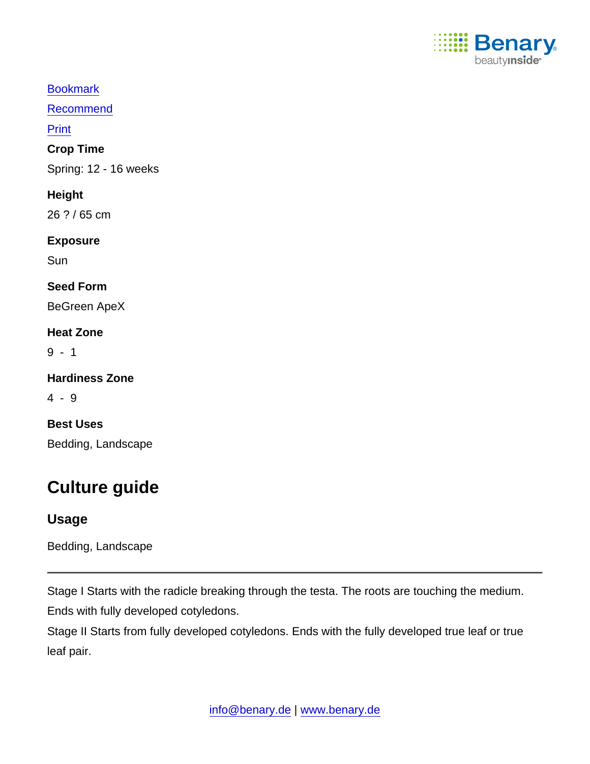[Bookmark](#)

[Recommend](#)

[Print](#)

**Crop Time**

Spring: 12 - 16 weeks

**Height**

26 ? / 65 cm

**Exposure**

Sun

**Seed Form**

BeGreen ApeX

**Heat Zone**

9 - 1

**Hardiness Zone**

4 - 9

**Best Uses**

Bedding, Landscape

## Culture guide

### Usage

Bedding, Landscape

---

Stage I Starts with the radicle breaking through the testa. The roots are touching the medium. Ends with fully developed cotyledons.

Stage II Starts from fully developed cotyledons. Ends with the fully developed true leaf or true leaf pair.

[info@benary.de](mailto:info@benary.de) | [www.benary.de](http://www.benary.de)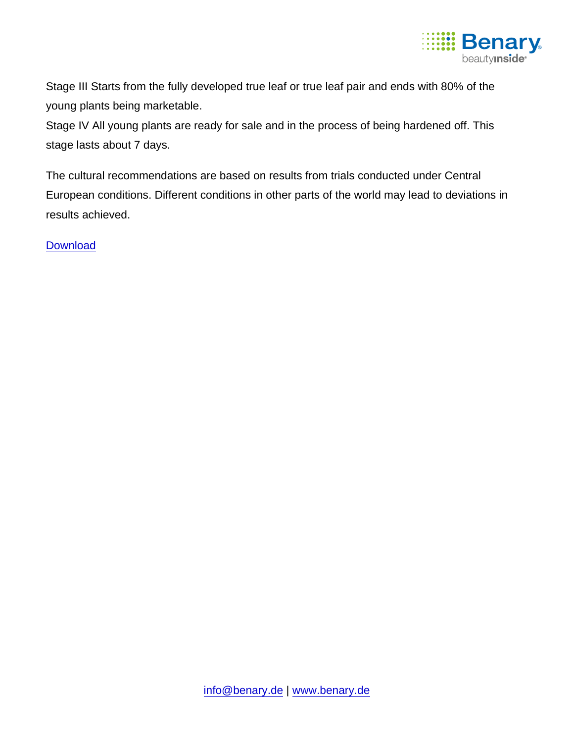Stage III Starts from the fully developed true leaf or true leaf pair and ends with 80% of the young plants being marketable.
Stage IV All young plants are ready for sale and in the process of being hardened off. This stage lasts about 7 days.

The cultural recommendations are based on results from trials conducted under Central European conditions. Different conditions in other parts of the world may lead to deviations in results achieved.

Download

info@benary.de | www.benary.de